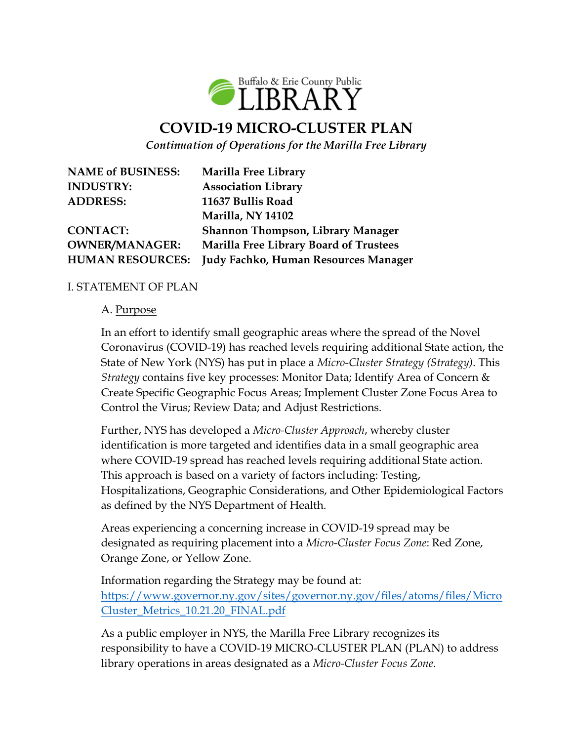Buffalo & Erie County Public LIBRARY

# COVID-19 MICRO-CLUSTER PLAN

*Continuation of Operations for the Marilla Free Library*

| | |
|---|---|
| **NAME of BUSINESS:** | **Marilla Free Library** |
| **INDUSTRY:** | **Association Library** |
| **ADDRESS:** | **11637 Bullis Road** |
| | **Marilla, NY 14102** |
| **CONTACT:** | **Shannon Thompson, Library Manager** |
| **OWNER/MANAGER:** | **Marilla Free Library Board of Trustees** |
| **HUMAN RESOURCES:** | **Judy Fachko, Human Resources Manager** |

I. STATEMENT OF PLAN

A. Purpose

In an effort to identify small geographic areas where the spread of the Novel Coronavirus (COVID-19) has reached levels requiring additional State action, the State of New York (NYS) has put in place a *Micro-Cluster Strategy (Strategy)*. This *Strategy* contains five key processes: Monitor Data; Identify Area of Concern & Create Specific Geographic Focus Areas; Implement Cluster Zone Focus Area to Control the Virus; Review Data; and Adjust Restrictions.

Further, NYS has developed a *Micro-Cluster Approach*, whereby cluster identification is more targeted and identifies data in a small geographic area where COVID-19 spread has reached levels requiring additional State action. This approach is based on a variety of factors including: Testing, Hospitalizations, Geographic Considerations, and Other Epidemiological Factors as defined by the NYS Department of Health.

Areas experiencing a concerning increase in COVID-19 spread may be designated as requiring placement into a *Micro-Cluster Focus Zone*: Red Zone, Orange Zone, or Yellow Zone.

Information regarding the Strategy may be found at: [https://www.governor.ny.gov/sites/governor.ny.gov/files/atoms/files/MicroCluster_Metrics_10.21.20_FINAL.pdf](https://www.governor.ny.gov/sites/governor.ny.gov/files/atoms/files/MicroCluster_Metrics_10.21.20_FINAL.pdf)

As a public employer in NYS, the Marilla Free Library recognizes its responsibility to have a COVID-19 MICRO-CLUSTER PLAN (PLAN) to address library operations in areas designated as a *Micro-Cluster Focus Zone*.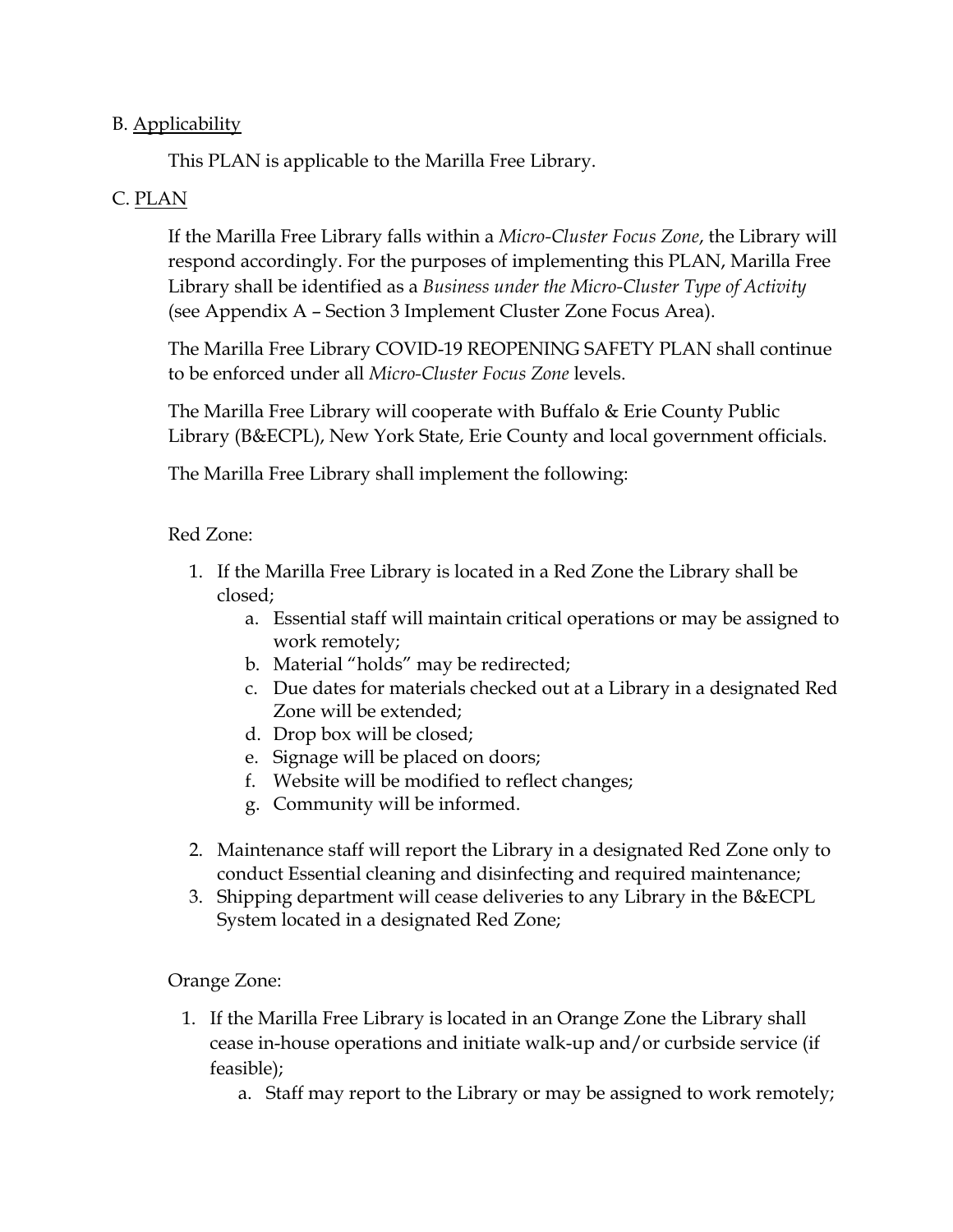B. Applicability

This PLAN is applicable to the Marilla Free Library.

C. PLAN

If the Marilla Free Library falls within a *Micro-Cluster Focus Zone*, the Library will respond accordingly. For the purposes of implementing this PLAN, Marilla Free Library shall be identified as a *Business under the Micro-Cluster Type of Activity* (see Appendix A – Section 3 Implement Cluster Zone Focus Area).

The Marilla Free Library COVID-19 REOPENING SAFETY PLAN shall continue to be enforced under all *Micro-Cluster Focus Zone* levels.

The Marilla Free Library will cooperate with Buffalo & Erie County Public Library (B&ECPL), New York State, Erie County and local government officials.

The Marilla Free Library shall implement the following:

Red Zone:

1. If the Marilla Free Library is located in a Red Zone the Library shall be closed;
   a. Essential staff will maintain critical operations or may be assigned to work remotely;
   b. Material "holds" may be redirected;
   c. Due dates for materials checked out at a Library in a designated Red Zone will be extended;
   d. Drop box will be closed;
   e. Signage will be placed on doors;
   f. Website will be modified to reflect changes;
   g. Community will be informed.
2. Maintenance staff will report the Library in a designated Red Zone only to conduct Essential cleaning and disinfecting and required maintenance;
3. Shipping department will cease deliveries to any Library in the B&ECPL System located in a designated Red Zone;

Orange Zone:

1. If the Marilla Free Library is located in an Orange Zone the Library shall cease in-house operations and initiate walk-up and/or curbside service (if feasible);
   a. Staff may report to the Library or may be assigned to work remotely;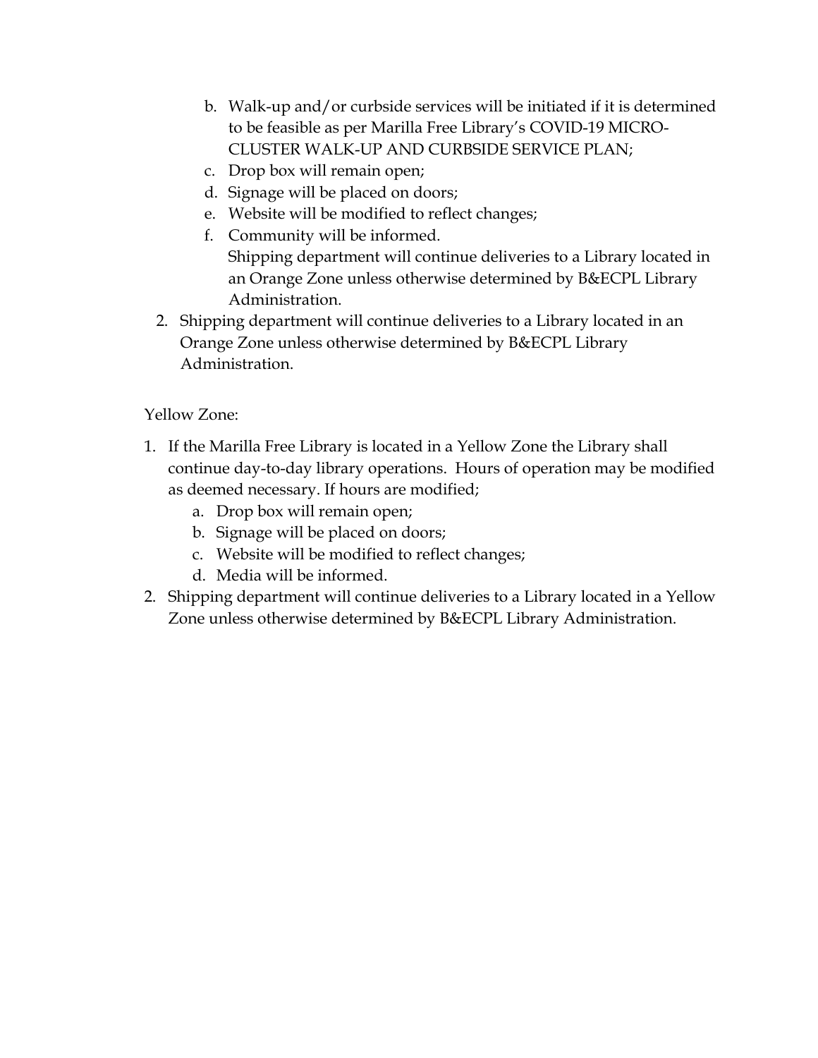b. Walk-up and/or curbside services will be initiated if it is determined to be feasible as per Marilla Free Library's COVID-19 MICRO-CLUSTER WALK-UP AND CURBSIDE SERVICE PLAN;
   c. Drop box will remain open;
   d. Signage will be placed on doors;
   e. Website will be modified to reflect changes;
   f. Community will be informed.
      Shipping department will continue deliveries to a Library located in an Orange Zone unless otherwise determined by B&ECPL Library Administration.
2. Shipping department will continue deliveries to a Library located in an Orange Zone unless otherwise determined by B&ECPL Library Administration.

Yellow Zone:

1. If the Marilla Free Library is located in a Yellow Zone the Library shall continue day-to-day library operations. Hours of operation may be modified as deemed necessary. If hours are modified;
   a. Drop box will remain open;
   b. Signage will be placed on doors;
   c. Website will be modified to reflect changes;
   d. Media will be informed.
2. Shipping department will continue deliveries to a Library located in a Yellow Zone unless otherwise determined by B&ECPL Library Administration.